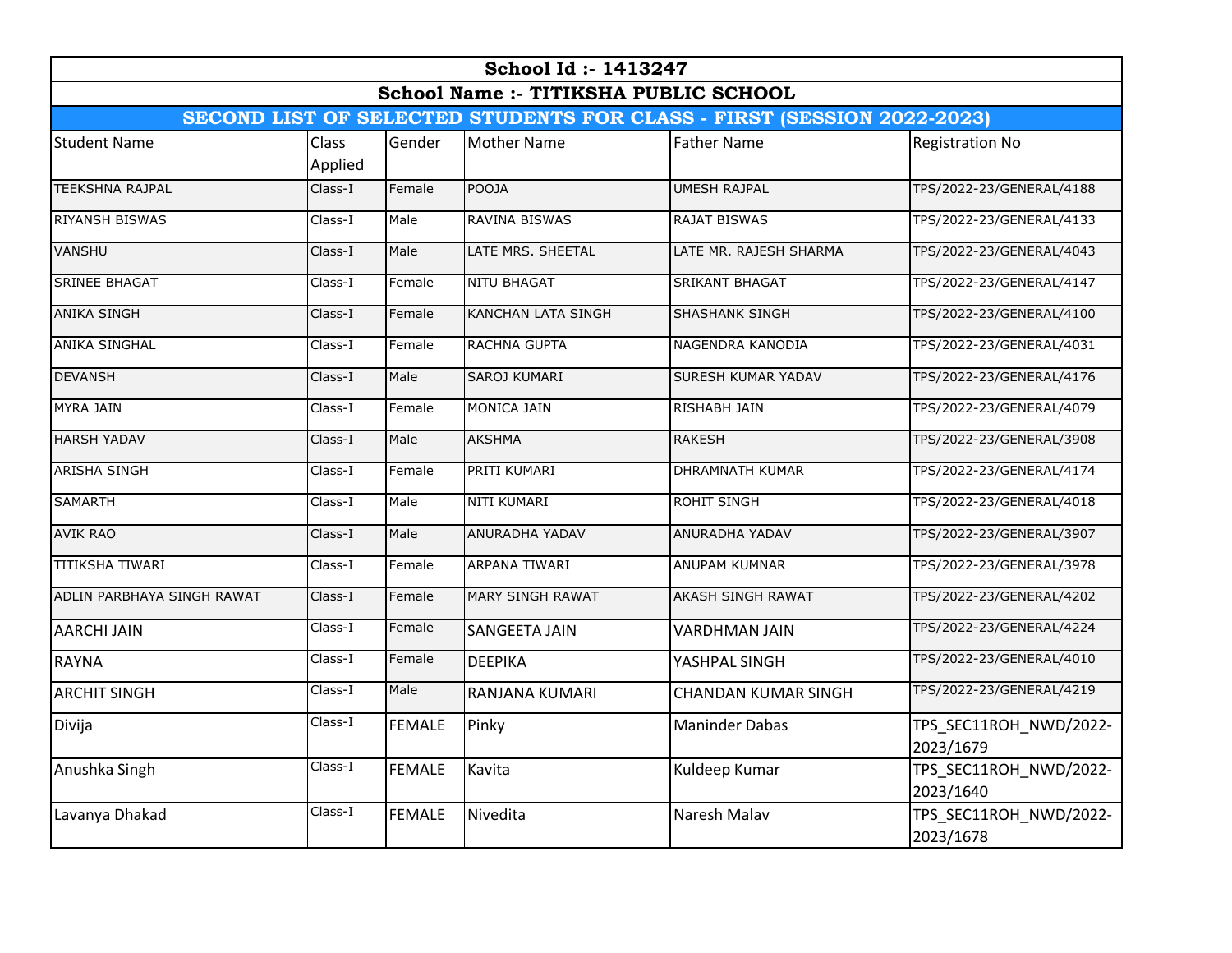| School Id :- 1413247 | | | | | |
|---|---|---|---|---|---|
| **School Name :- TITIKSHA PUBLIC SCHOOL** | | | | | |
| **SECOND LIST OF SELECTED STUDENTS FOR CLASS - FIRST (SESSION 2022-2023)** | | | | | |
| Student Name | Class Applied | Gender | Mother Name | Father Name | Registration No |
| TEEKSHNA RAJPAL | Class-I | Female | POOJA | UMESH RAJPAL | TPS/2022-23/GENERAL/4188 |
| RIYANSH BISWAS | Class-I | Male | RAVINA BISWAS | RAJAT BISWAS | TPS/2022-23/GENERAL/4133 |
| VANSHU | Class-I | Male | LATE MRS. SHEETAL | LATE MR. RAJESH SHARMA | TPS/2022-23/GENERAL/4043 |
| SRINEE BHAGAT | Class-I | Female | NITU BHAGAT | SRIKANT BHAGAT | TPS/2022-23/GENERAL/4147 |
| ANIKA SINGH | Class-I | Female | KANCHAN LATA SINGH | SHASHANK SINGH | TPS/2022-23/GENERAL/4100 |
| ANIKA SINGHAL | Class-I | Female | RACHNA GUPTA | NAGENDRA KANODIA | TPS/2022-23/GENERAL/4031 |
| DEVANSH | Class-I | Male | SAROJ KUMARI | SURESH KUMAR YADAV | TPS/2022-23/GENERAL/4176 |
| MYRA JAIN | Class-I | Female | MONICA JAIN | RISHABH JAIN | TPS/2022-23/GENERAL/4079 |
| HARSH YADAV | Class-I | Male | AKSHMA | RAKESH | TPS/2022-23/GENERAL/3908 |
| ARISHA SINGH | Class-I | Female | PRITI KUMARI | DHRAMNATH KUMAR | TPS/2022-23/GENERAL/4174 |
| SAMARTH | Class-I | Male | NITI KUMARI | ROHIT SINGH | TPS/2022-23/GENERAL/4018 |
| AVIK RAO | Class-I | Male | ANURADHA YADAV | ANURADHA YADAV | TPS/2022-23/GENERAL/3907 |
| TITIKSHA TIWARI | Class-I | Female | ARPANA TIWARI | ANUPAM KUMNAR | TPS/2022-23/GENERAL/3978 |
| ADLIN PARBHAYA SINGH RAWAT | Class-I | Female | MARY SINGH RAWAT | AKASH SINGH RAWAT | TPS/2022-23/GENERAL/4202 |
| AARCHI JAIN | Class-I | Female | SANGEETA JAIN | VARDHMAN JAIN | TPS/2022-23/GENERAL/4224 |
| RAYNA | Class-I | Female | DEEPIKA | YASHPAL SINGH | TPS/2022-23/GENERAL/4010 |
| ARCHIT SINGH | Class-I | Male | RANJANA KUMARI | CHANDAN KUMAR SINGH | TPS/2022-23/GENERAL/4219 |
| Divija | Class-I | FEMALE | Pinky | Maninder Dabas | TPS_SEC11ROH_NWD/2022-2023/1679 |
| Anushka Singh | Class-I | FEMALE | Kavita | Kuldeep Kumar | TPS_SEC11ROH_NWD/2022-2023/1640 |
| Lavanya Dhakad | Class-I | FEMALE | Nivedita | Naresh Malav | TPS_SEC11ROH_NWD/2022-2023/1678 |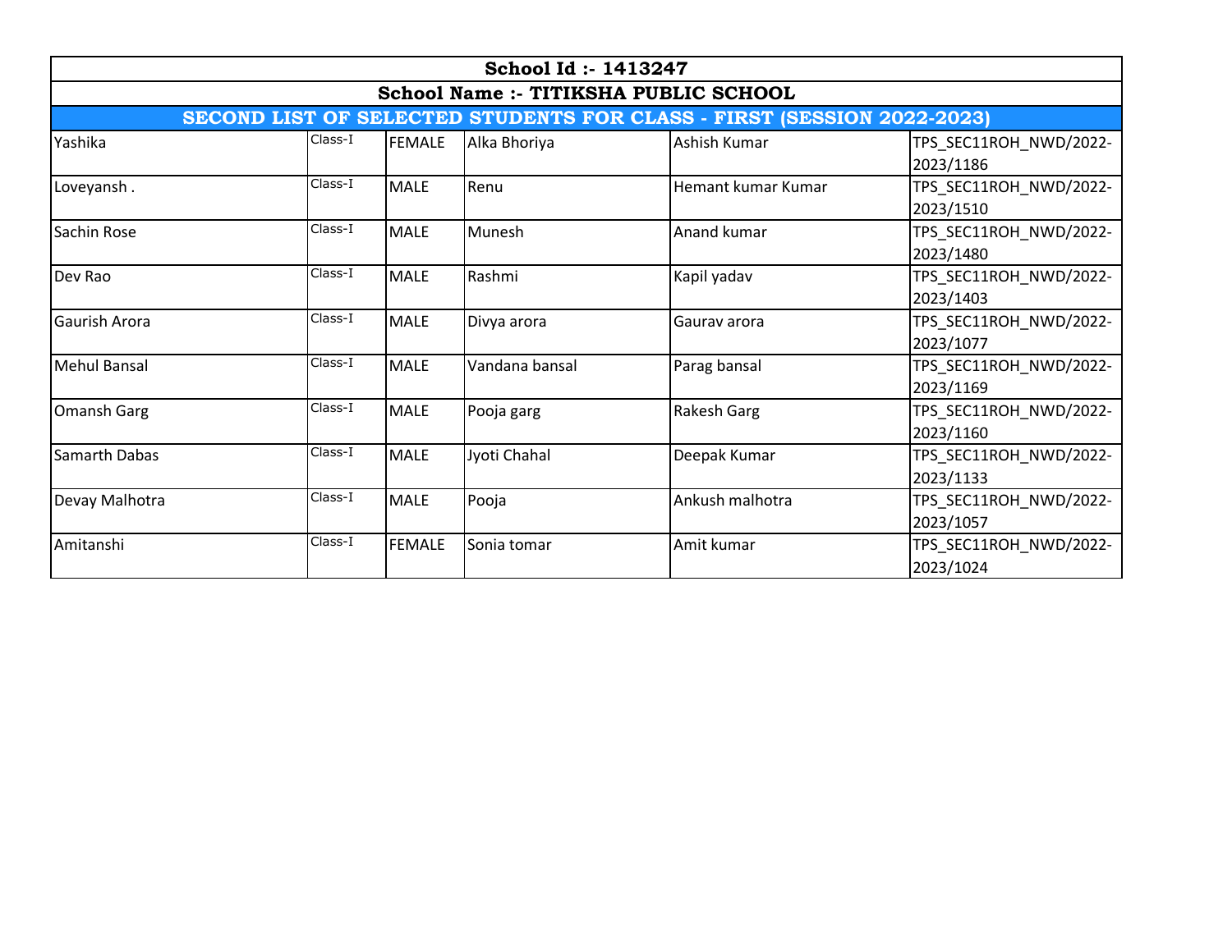| School Id :- 1413247 | | | | | |
|---|---|---|---|---|---|
| **School Name :- TITIKSHA PUBLIC SCHOOL** | | | | | |
| **SECOND LIST OF SELECTED STUDENTS FOR CLASS - FIRST (SESSION 2022-2023)** | | | | | |
| Yashika | Class-I | FEMALE | Alka Bhoriya | Ashish Kumar | TPS_SEC11ROH_NWD/2022-2023/1186 |
| Loveyansh . | Class-I | MALE | Renu | Hemant kumar Kumar | TPS_SEC11ROH_NWD/2022-2023/1510 |
| Sachin Rose | Class-I | MALE | Munesh | Anand kumar | TPS_SEC11ROH_NWD/2022-2023/1480 |
| Dev Rao | Class-I | MALE | Rashmi | Kapil yadav | TPS_SEC11ROH_NWD/2022-2023/1403 |
| Gaurish Arora | Class-I | MALE | Divya arora | Gaurav arora | TPS_SEC11ROH_NWD/2022-2023/1077 |
| Mehul Bansal | Class-I | MALE | Vandana bansal | Parag bansal | TPS_SEC11ROH_NWD/2022-2023/1169 |
| Omansh Garg | Class-I | MALE | Pooja garg | Rakesh Garg | TPS_SEC11ROH_NWD/2022-2023/1160 |
| Samarth Dabas | Class-I | MALE | Jyoti Chahal | Deepak Kumar | TPS_SEC11ROH_NWD/2022-2023/1133 |
| Devay Malhotra | Class-I | MALE | Pooja | Ankush malhotra | TPS_SEC11ROH_NWD/2022-2023/1057 |
| Amitanshi | Class-I | FEMALE | Sonia tomar | Amit kumar | TPS_SEC11ROH_NWD/2022-2023/1024 |